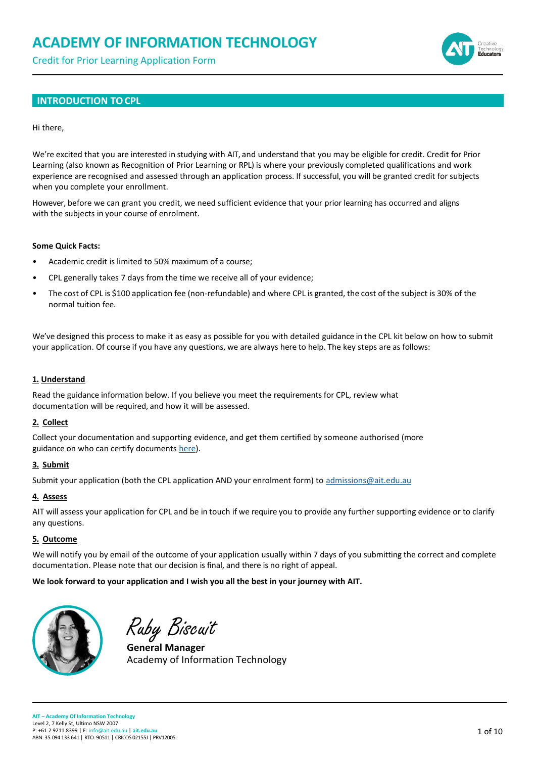# ACADEMY OF INFORMATION TECHNOLOGY

Credit for Prior Learning Application Form

## INTRODUCTION TO CPL

Hi there,

We're excited that you are interested in studying with AIT, and understand that you may be eligible for credit. Credit for Prior Learning (also known as Recognition of Prior Learning or RPL) is where your previously completed qualifications and work experience are recognised and assessed through an application process. If successful, you will be granted credit for subjects when you complete your enrollment.

However, before we can grant you credit, we need sufficient evidence that your prior learning has occurred and aligns with the subjects in your course of enrolment.

**Some Quick Facts:**

- Academic credit is limited to 50% maximum of a course;
- CPL generally takes 7 days from the time we receive all of your evidence;
- The cost of CPL is $100 application fee (non-refundable) and where CPL is granted, the cost of the subject is 30% of the normal tuition fee.

We've designed this process to make it as easy as possible for you with detailed guidance in the CPL kit below on how to submit your application. Of course if you have any questions, we are always here to help. The key steps are as follows:

**1. Understand**

Read the guidance information below. If you believe you meet the requirements for CPL, review what documentation will be required, and how it will be assessed.

**2. Collect**

Collect your documentation and supporting evidence, and get them certified by someone authorised (more guidance on who can certify documents here).

**3. Submit**

Submit your application (both the CPL application AND your enrolment form) to admissions@ait.edu.au

**4. Assess**

AIT will assess your application for CPL and be in touch if we require you to provide any further supporting evidence or to clarify any questions.

**5. Outcome**

We will notify you by email of the outcome of your application usually within 7 days of you submitting the correct and complete documentation. Please note that our decision is final, and there is no right of appeal.

**We look forward to your application and I wish you all the best in your journey with AIT.**

Ruby Biscuit

**General Manager**
Academy of Information Technology

**AIT – Academy Of Information Technology**
Level 2, 7 Kelly St, Ultimo NSW 2007
P: +61 2 9211 8399 | E: info@ait.edu.au | **ait.edu.au**
ABN: 35 094 133 641 | RTO: 90511 | CRICOS 02155J | PRV12005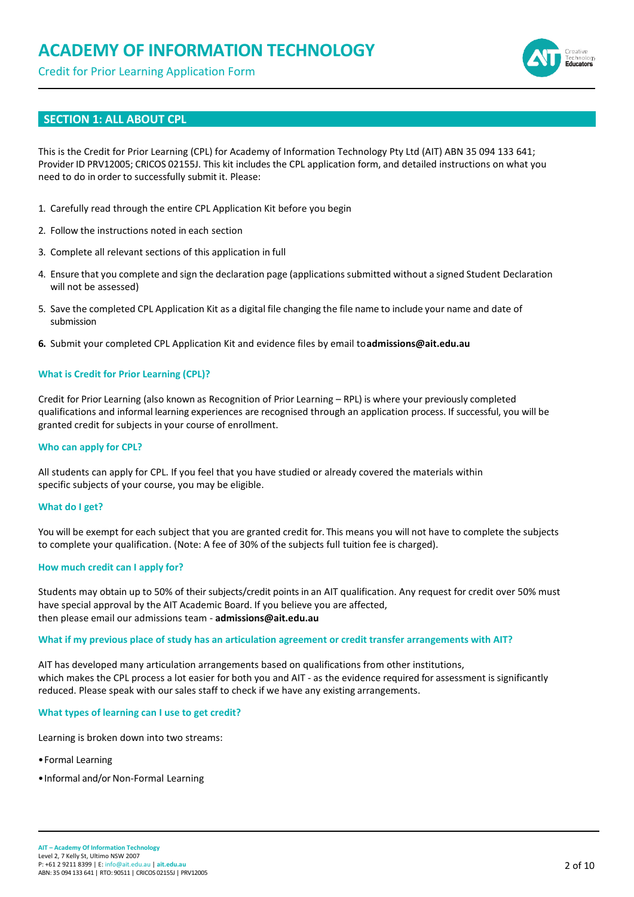# ACADEMY OF INFORMATION TECHNOLOGY

Credit for Prior Learning Application Form

## SECTION 1: ALL ABOUT CPL

This is the Credit for Prior Learning (CPL) for Academy of Information Technology Pty Ltd (AIT) ABN 35 094 133 641; Provider ID PRV12005; CRICOS 02155J. This kit includes the CPL application form, and detailed instructions on what you need to do in order to successfully submit it. Please:

1. Carefully read through the entire CPL Application Kit before you begin
2. Follow the instructions noted in each section
3. Complete all relevant sections of this application in full
4. Ensure that you complete and sign the declaration page (applications submitted without a signed Student Declaration will not be assessed)
5. Save the completed CPL Application Kit as a digital file changing the file name to include your name and date of submission
6. Submit your completed CPL Application Kit and evidence files by email to **admissions@ait.edu.au**

### What is Credit for Prior Learning (CPL)?

Credit for Prior Learning (also known as Recognition of Prior Learning – RPL) is where your previously completed qualifications and informal learning experiences are recognised through an application process. If successful, you will be granted credit for subjects in your course of enrollment.

### Who can apply for CPL?

All students can apply for CPL. If you feel that you have studied or already covered the materials within specific subjects of your course, you may be eligible.

### What do I get?

You will be exempt for each subject that you are granted credit for. This means you will not have to complete the subjects to complete your qualification. (Note: A fee of 30% of the subjects full tuition fee is charged).

### How much credit can I apply for?

Students may obtain up to 50% of their subjects/credit points in an AIT qualification. Any request for credit over 50% must have special approval by the AIT Academic Board. If you believe you are affected, then please email our admissions team - **admissions@ait.edu.au**

### What if my previous place of study has an articulation agreement or credit transfer arrangements with AIT?

AIT has developed many articulation arrangements based on qualifications from other institutions, which makes the CPL process a lot easier for both you and AIT - as the evidence required for assessment is significantly reduced. Please speak with our sales staff to check if we have any existing arrangements.

### What types of learning can I use to get credit?

Learning is broken down into two streams:

- Formal Learning
- Informal and/or Non-Formal Learning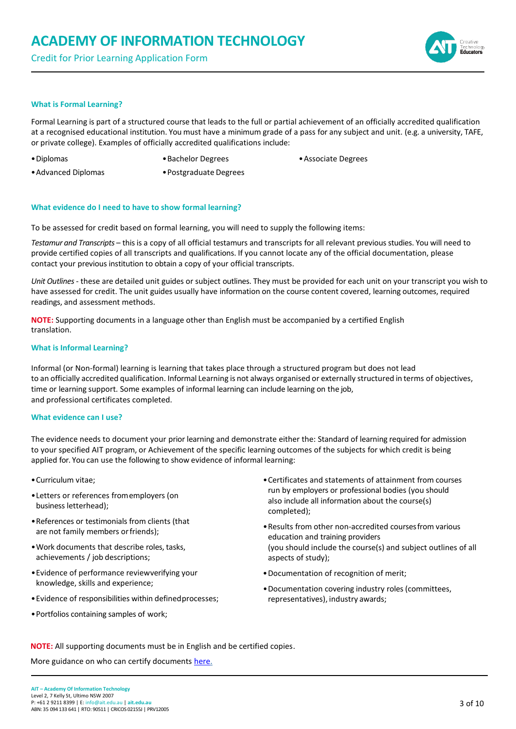## What is Formal Learning?

Formal Learning is part of a structured course that leads to the full or partial achievement of an officially accredited qualification at a recognised educational institution. You must have a minimum grade of a pass for any subject and unit. (e.g. a university, TAFE, or private college). Examples of officially accredited qualifications include:

- Diplomas
- Bachelor Degrees
- Associate Degrees
- Advanced Diplomas
- Postgraduate Degrees

## What evidence do I need to have to show formal learning?

To be assessed for credit based on formal learning, you will need to supply the following items:

*Testamur and Transcripts* – this is a copy of all official testamurs and transcripts for all relevant previous studies. You will need to provide certified copies of all transcripts and qualifications. If you cannot locate any of the official documentation, please contact your previous institution to obtain a copy of your official transcripts.

*Unit Outlines* - these are detailed unit guides or subject outlines. They must be provided for each unit on your transcript you wish to have assessed for credit. The unit guides usually have information on the course content covered, learning outcomes, required readings, and assessment methods.

**NOTE:** Supporting documents in a language other than English must be accompanied by a certified English translation.

## What is Informal Learning?

Informal (or Non-formal) learning is learning that takes place through a structured program but does not lead to an officially accredited qualification. Informal Learning is not always organised or externally structured in terms of objectives, time or learning support. Some examples of informal learning can include learning on the job, and professional certificates completed.

## What evidence can I use?

The evidence needs to document your prior learning and demonstrate either the: Standard of learning required for admission to your specified AIT program, or Achievement of the specific learning outcomes of the subjects for which credit is being applied for. You can use the following to show evidence of informal learning:

- Curriculum vitae;
- Letters or references from employers (on business letterhead);
- References or testimonials from clients (that are not family members or friends);
- Work documents that describe roles, tasks, achievements / job descriptions;
- Evidence of performance review verifying your knowledge, skills and experience;
- Evidence of responsibilities within defined processes;
- Portfolios containing samples of work;
- Certificates and statements of attainment from courses run by employers or professional bodies (you should also include all information about the course(s) completed);
- Results from other non-accredited courses from various education and training providers (you should include the course(s) and subject outlines of all aspects of study);
- Documentation of recognition of merit;
- Documentation covering industry roles (committees, representatives), industry awards;

**NOTE:** All supporting documents must be in English and be certified copies.

More guidance on who can certify documents [here.]()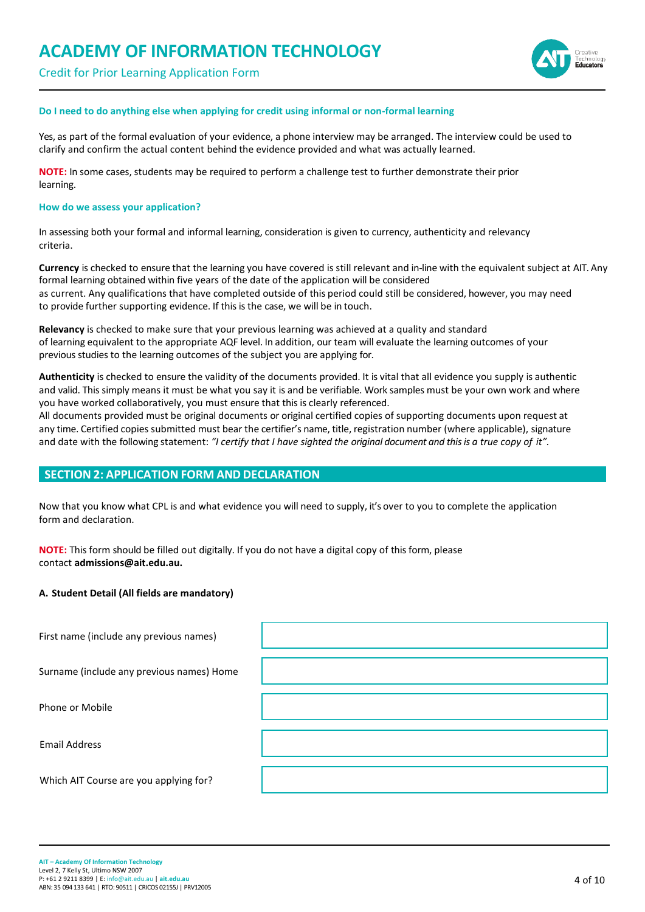### Do I need to do anything else when applying for credit using informal or non-formal learning

Yes, as part of the formal evaluation of your evidence, a phone interview may be arranged. The interview could be used to clarify and confirm the actual content behind the evidence provided and what was actually learned.

**NOTE:** In some cases, students may be required to perform a challenge test to further demonstrate their prior learning.

### How do we assess your application?

In assessing both your formal and informal learning, consideration is given to currency, authenticity and relevancy criteria.

**Currency** is checked to ensure that the learning you have covered is still relevant and in-line with the equivalent subject at AIT. Any formal learning obtained within five years of the date of the application will be considered as current. Any qualifications that have completed outside of this period could still be considered, however, you may need to provide further supporting evidence. If this is the case, we will be in touch.

**Relevancy** is checked to make sure that your previous learning was achieved at a quality and standard of learning equivalent to the appropriate AQF level. In addition, our team will evaluate the learning outcomes of your previous studies to the learning outcomes of the subject you are applying for.

**Authenticity** is checked to ensure the validity of the documents provided. It is vital that all evidence you supply is authentic and valid. This simply means it must be what you say it is and be verifiable. Work samples must be your own work and where you have worked collaboratively, you must ensure that this is clearly referenced.
All documents provided must be original documents or original certified copies of supporting documents upon request at any time. Certified copies submitted must bear the certifier's name, title, registration number (where applicable), signature and date with the following statement: *"I certify that I have sighted the original document and this is a true copy of it"*.

## SECTION 2: APPLICATION FORM AND DECLARATION

Now that you know what CPL is and what evidence you will need to supply, it's over to you to complete the application form and declaration.

**NOTE:** This form should be filled out digitally. If you do not have a digital copy of this form, please contact **admissions@ait.edu.au.**

**A. Student Detail (All fields are mandatory)**

| | |
|---|---|
| First name (include any previous names) | |
| Surname (include any previous names) Home | |
| Phone or Mobile | |
| Email Address | |
| Which AIT Course are you applying for? | |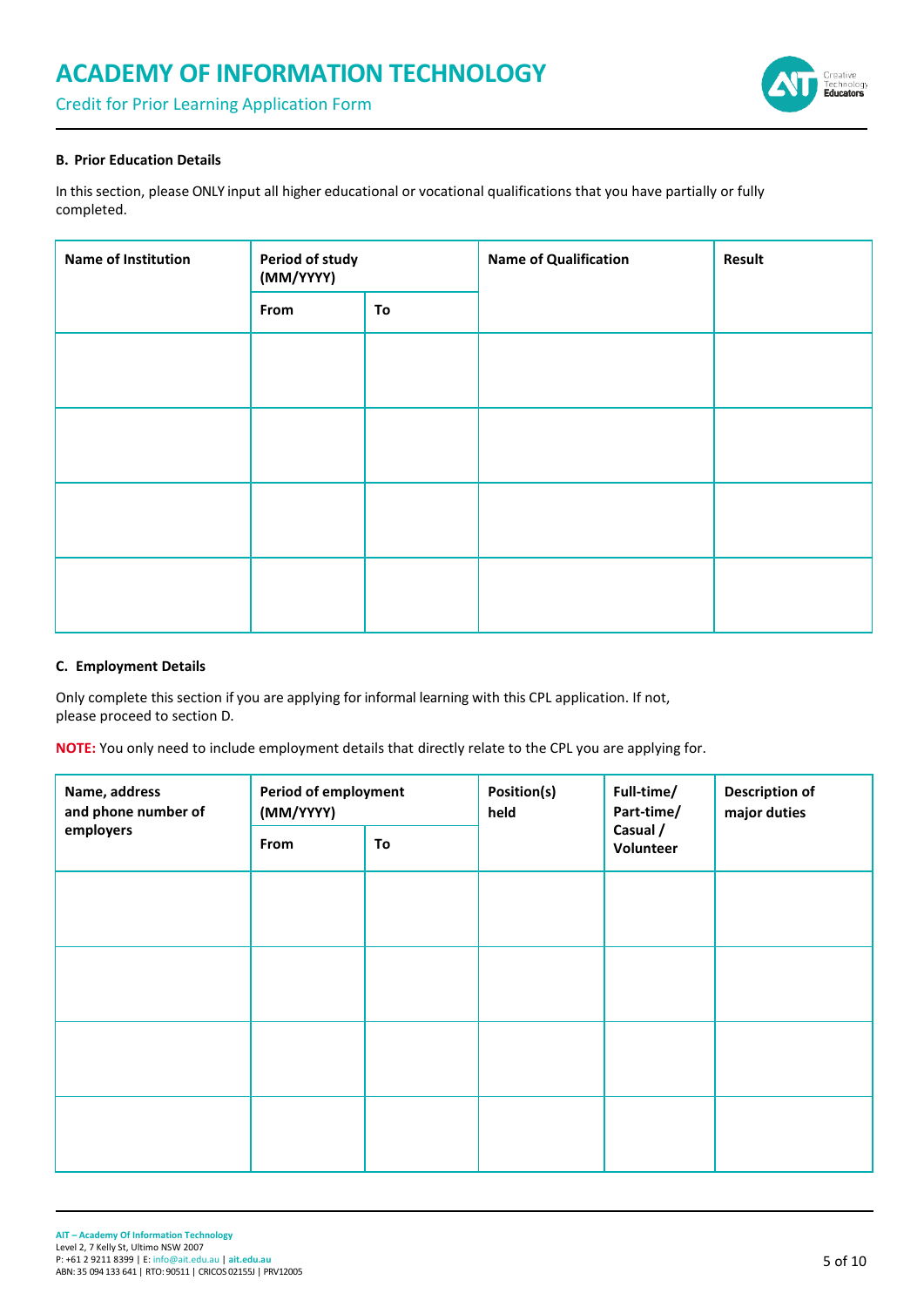### B. Prior Education Details

In this section, please ONLY input all higher educational or vocational qualifications that you have partially or fully completed.

| Name of Institution | Period of study (MM/YYYY) | | Name of Qualification | Result |
|---|---|---|---|---|
| | From | To | | |
| | | | | |
| | | | | |
| | | | | |
| | | | | |

### C. Employment Details

Only complete this section if you are applying for informal learning with this CPL application. If not, please proceed to section D.

**NOTE:** You only need to include employment details that directly relate to the CPL you are applying for.

| Name, address and phone number of employers | Period of employment (MM/YYYY) | | Position(s) held | Full-time/ Part-time/ Casual / Volunteer | Description of major duties |
|---|---|---|---|---|---|
| | From | To | | | |
| | | | | | |
| | | | | | |
| | | | | | |
| | | | | | |

**AIT – Academy Of Information Technology**
Level 2, 7 Kelly St, Ultimo NSW 2007
P: +61 2 9211 8399 | E: info@ait.edu.au | **ait.edu.au**
ABN: 35 094 133 641 | RTO: 90511 | CRICOS 02155J | PRV12005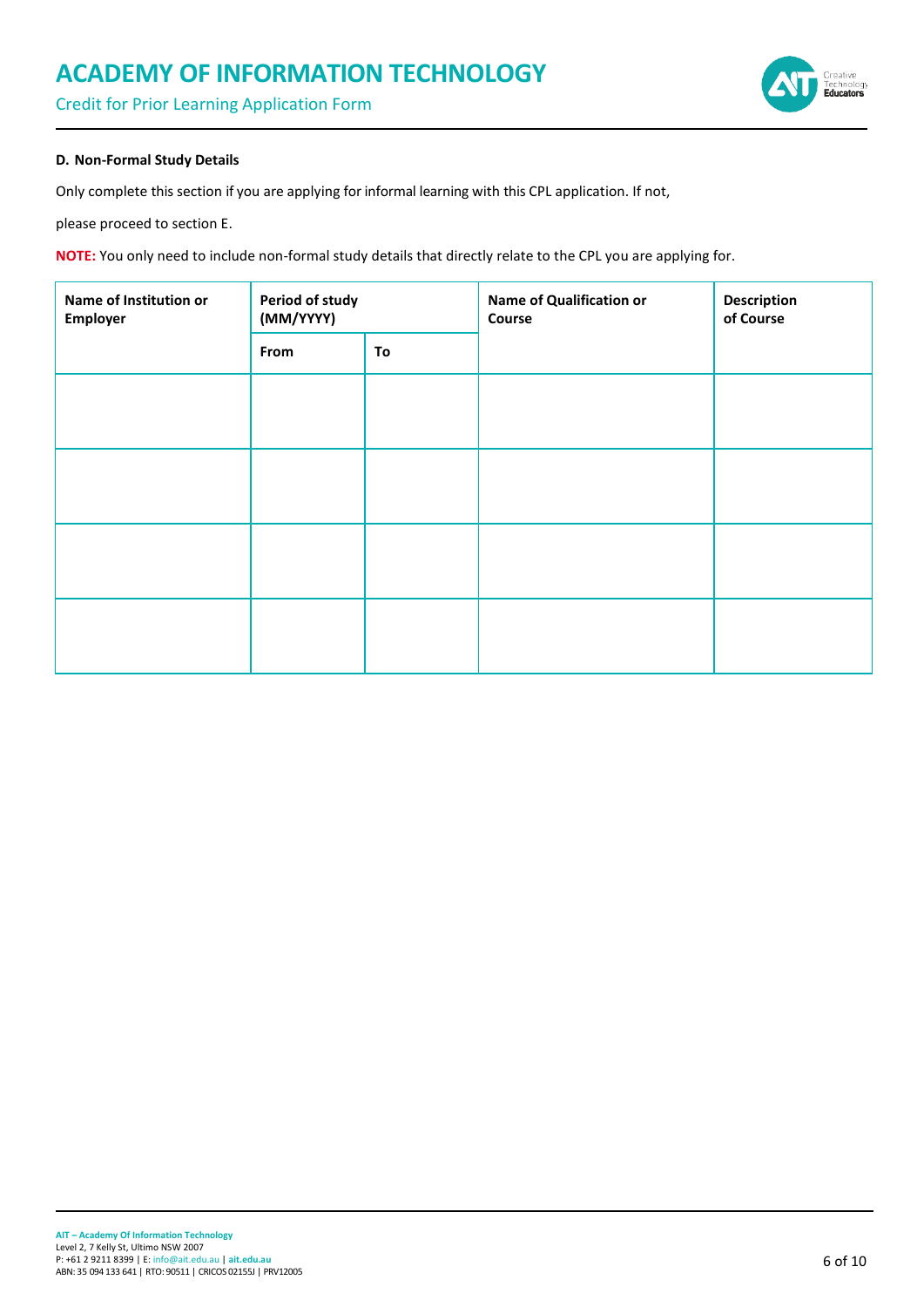**D. Non-Formal Study Details**

Only complete this section if you are applying for informal learning with this CPL application. If not,

please proceed to section E.

**NOTE:** You only need to include non-formal study details that directly relate to the CPL you are applying for.

| Name of Institution or Employer | Period of study (MM/YYYY) | | Name of Qualification or Course | Description of Course |
|---|---|---|---|---|
| | From | To | | |
| | | | | |
| | | | | |
| | | | | |
| | | | | |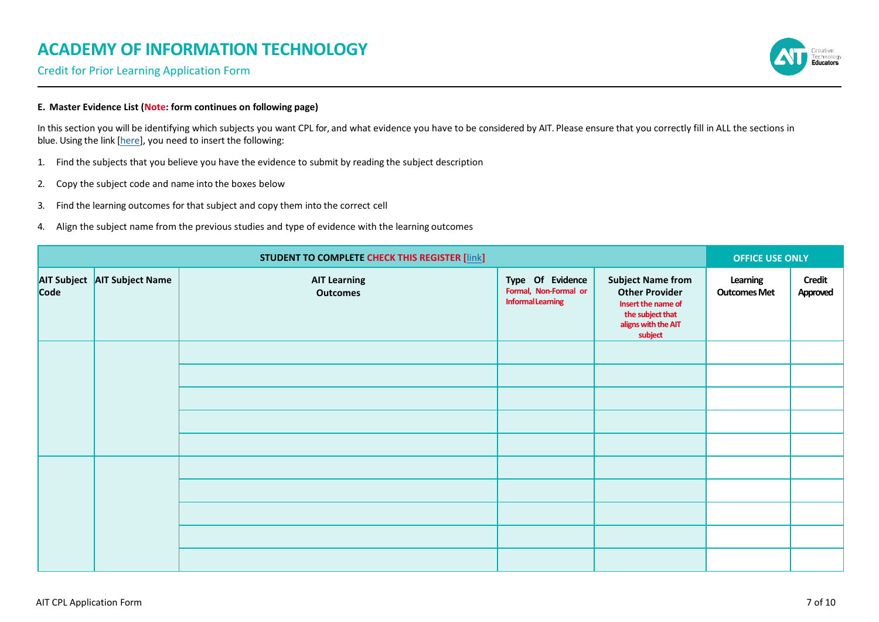# ACADEMY OF INFORMATION TECHNOLOGY

Credit for Prior Learning Application Form

**E. Master Evidence List (Note: form continues on following page)**

In this section you will be identifying which subjects you want CPL for, and what evidence you have to be considered by AIT. Please ensure that you correctly fill in ALL the sections in blue. Using the link [here], you need to insert the following:

1. Find the subjects that you believe you have the evidence to submit by reading the subject description
2. Copy the subject code and name into the boxes below
3. Find the learning outcomes for that subject and copy them into the correct cell
4. Align the subject name from the previous studies and type of evidence with the learning outcomes

| STUDENT TO COMPLETE CHECK THIS REGISTER [link] | | | | | OFFICE USE ONLY | |
|---|---|---|---|---|---|---|
| AIT Subject Code | AIT Subject Name | AIT Learning Outcomes | Type Of Evidence Formal, Non-Formal or Informal Learning | Subject Name from Other Provider Insert the name of the subject that aligns with the AIT subject | Learning Outcomes Met | Credit Approved |
| | | | | | | |
| | | | | | | |
| | | | | | | |
| | | | | | | |
| | | | | | | |
| | | | | | | |
| | | | | | | |
| | | | | | | |
| | | | | | | |
| | | | | | | |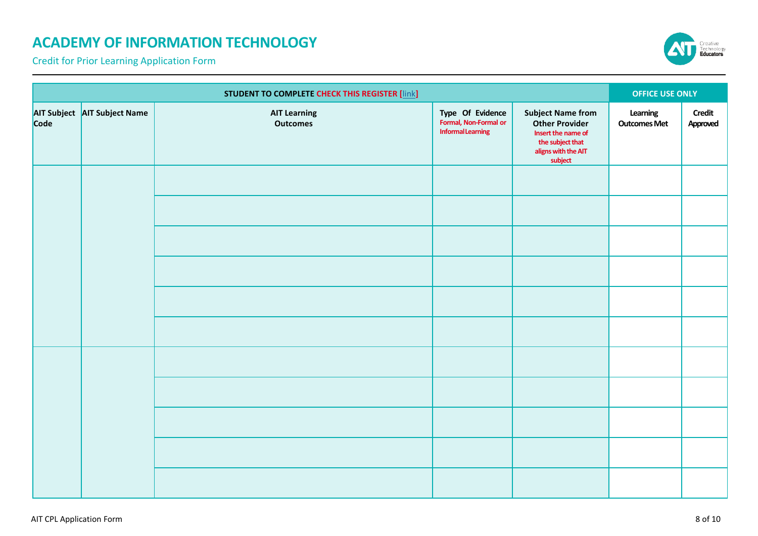# ACADEMY OF INFORMATION TECHNOLOGY

Credit for Prior Learning Application Form

| STUDENT TO COMPLETE CHECK THIS REGISTER [link] | | | | | OFFICE USE ONLY | |
|---|---|---|---|---|---|---|
| AIT Subject Code | AIT Subject Name | AIT Learning Outcomes | Type Of Evidence Formal, Non-Formal or Informal Learning | Subject Name from Other Provider Insert the name of the subject that aligns with the AIT subject | Learning Outcomes Met | Credit Approved |
| | | | | | | |
| | | | | | | |
| | | | | | | |
| | | | | | | |
| | | | | | | |
| | | | | | | |
| | | | | | | |
| | | | | | | |
| | | | | | | |
| | | | | | | |
| | | | | | | |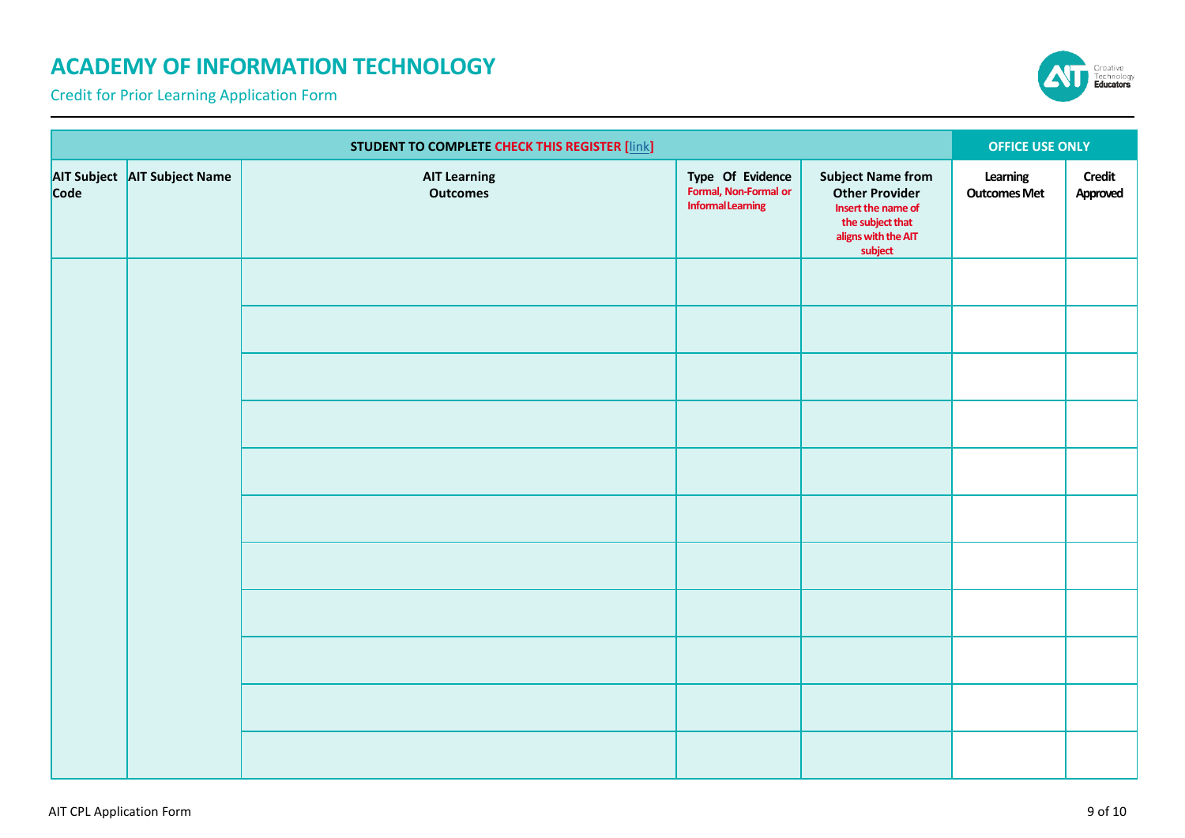# ACADEMY OF INFORMATION TECHNOLOGY

Credit for Prior Learning Application Form

| STUDENT TO COMPLETE CHECK THIS REGISTER [link] | | | | | OFFICE USE ONLY | |
|---|---|---|---|---|---|---|
| AIT Subject Code | AIT Subject Name | AIT Learning Outcomes | Type Of Evidence Formal, Non-Formal or Informal Learning | Subject Name from Other Provider Insert the name of the subject that aligns with the AIT subject | Learning Outcomes Met | Credit Approved |
| | | | | | | |
| | | | | | | |
| | | | | | | |
| | | | | | | |
| | | | | | | |
| | | | | | | |
| | | | | | | |
| | | | | | | |
| | | | | | | |
| | | | | | | |
| | | | | | | |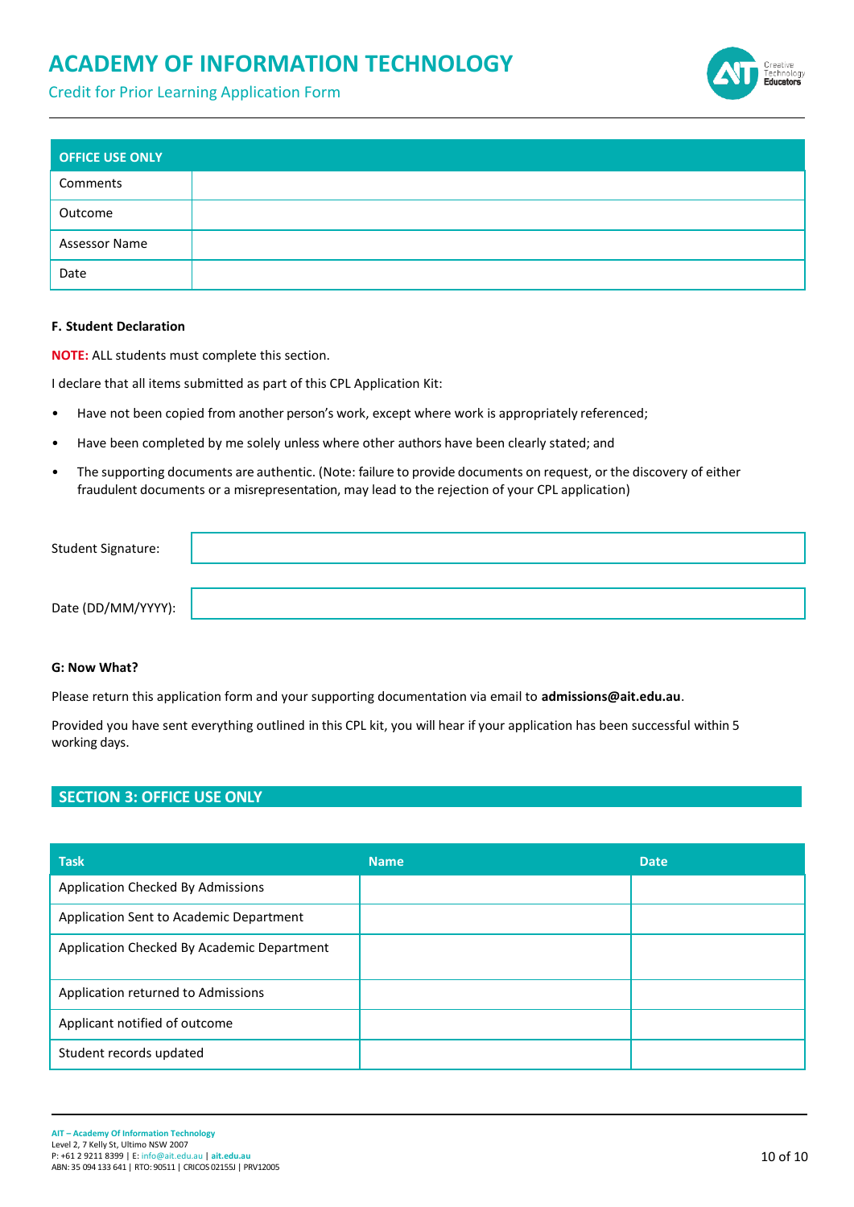# ACADEMY OF INFORMATION TECHNOLOGY

Credit for Prior Learning Application Form

| OFFICE USE ONLY | |
|---|---|
| Comments | |
| Outcome | |
| Assessor Name | |
| Date | |

**F. Student Declaration**

**NOTE:** ALL students must complete this section.

I declare that all items submitted as part of this CPL Application Kit:

- Have not been copied from another person's work, except where work is appropriately referenced;
- Have been completed by me solely unless where other authors have been clearly stated; and
- The supporting documents are authentic. (Note: failure to provide documents on request, or the discovery of either fraudulent documents or a misrepresentation, may lead to the rejection of your CPL application)

| | |
|---|---|
| Student Signature: | |
| Date (DD/MM/YYYY): | |

**G: Now What?**

Please return this application form and your supporting documentation via email to **admissions@ait.edu.au**.

Provided you have sent everything outlined in this CPL kit, you will hear if your application has been successful within 5 working days.

## SECTION 3: OFFICE USE ONLY

| Task | Name | Date |
|---|---|---|
| Application Checked By Admissions | | |
| Application Sent to Academic Department | | |
| Application Checked By Academic Department | | |
| Application returned to Admissions | | |
| Applicant notified of outcome | | |
| Student records updated | | |